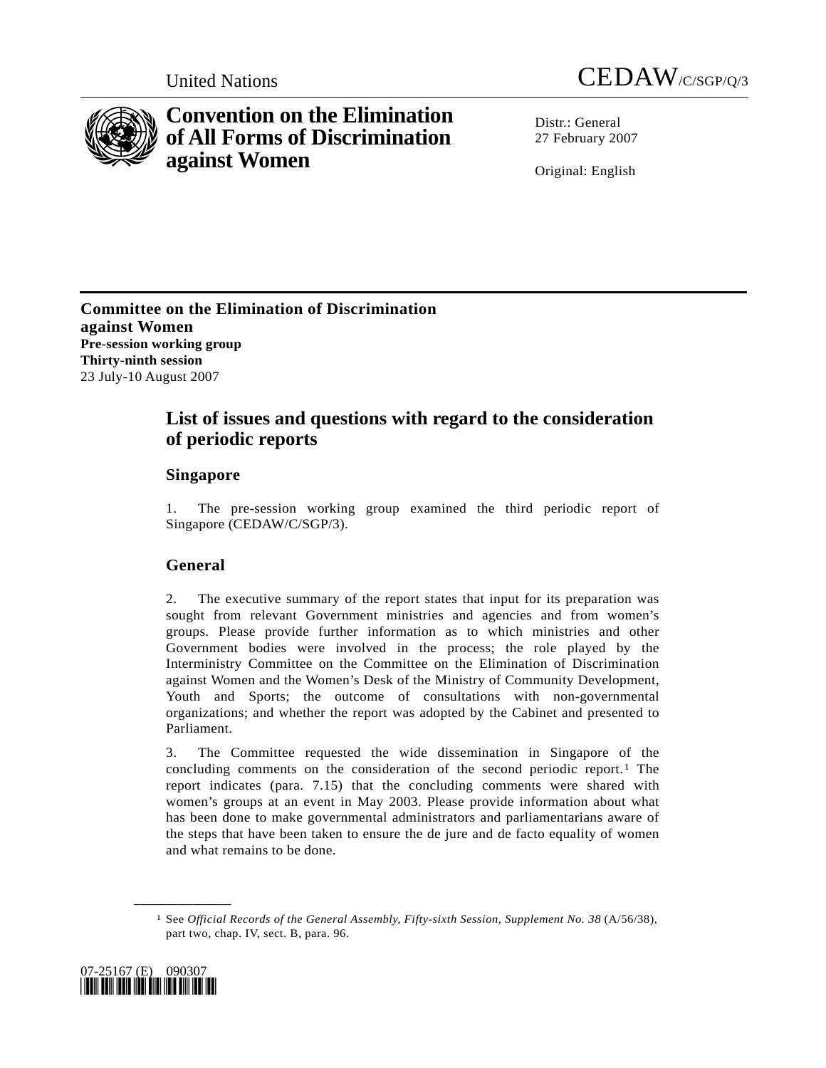United Nations CEDAW/C/SGP/Q/3

# Convention on the Elimination of All Forms of Discrimination against Women

Distr.: General
27 February 2007

Original: English

**Committee on the Elimination of Discrimination against Women**
**Pre-session working group**
**Thirty-ninth session**
23 July-10 August 2007

## List of issues and questions with regard to the consideration of periodic reports

### Singapore

1. The pre-session working group examined the third periodic report of Singapore (CEDAW/C/SGP/3).

### General

2. The executive summary of the report states that input for its preparation was sought from relevant Government ministries and agencies and from women's groups. Please provide further information as to which ministries and other Government bodies were involved in the process; the role played by the Interministry Committee on the Committee on the Elimination of Discrimination against Women and the Women's Desk of the Ministry of Community Development, Youth and Sports; the outcome of consultations with non-governmental organizations; and whether the report was adopted by the Cabinet and presented to Parliament.

3. The Committee requested the wide dissemination in Singapore of the concluding comments on the consideration of the second periodic report.[1] The report indicates (para. 7.15) that the concluding comments were shared with women's groups at an event in May 2003. Please provide information about what has been done to make governmental administrators and parliamentarians aware of the steps that have been taken to ensure the de jure and de facto equality of women and what remains to be done.

---

[1] See *Official Records of the General Assembly, Fifty-sixth Session, Supplement No. 38* (A/56/38), part two, chap. IV, sect. B, para. 96.

07-25167 (E) 090307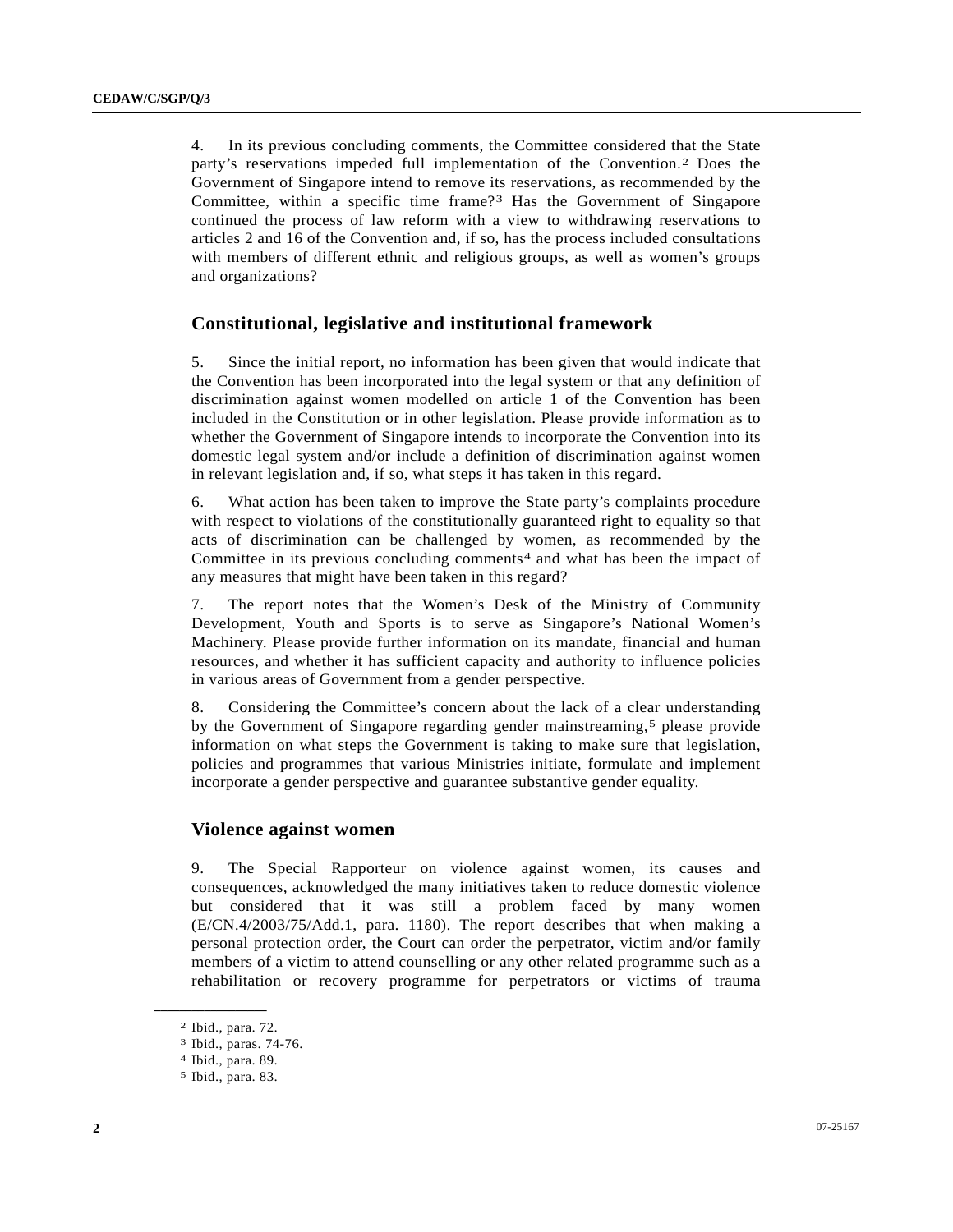4. In its previous concluding comments, the Committee considered that the State party's reservations impeded full implementation of the Convention.[2] Does the Government of Singapore intend to remove its reservations, as recommended by the Committee, within a specific time frame?[3] Has the Government of Singapore continued the process of law reform with a view to withdrawing reservations to articles 2 and 16 of the Convention and, if so, has the process included consultations with members of different ethnic and religious groups, as well as women's groups and organizations?

## Constitutional, legislative and institutional framework

5. Since the initial report, no information has been given that would indicate that the Convention has been incorporated into the legal system or that any definition of discrimination against women modelled on article 1 of the Convention has been included in the Constitution or in other legislation. Please provide information as to whether the Government of Singapore intends to incorporate the Convention into its domestic legal system and/or include a definition of discrimination against women in relevant legislation and, if so, what steps it has taken in this regard.

6. What action has been taken to improve the State party's complaints procedure with respect to violations of the constitutionally guaranteed right to equality so that acts of discrimination can be challenged by women, as recommended by the Committee in its previous concluding comments[4] and what has been the impact of any measures that might have been taken in this regard?

7. The report notes that the Women's Desk of the Ministry of Community Development, Youth and Sports is to serve as Singapore's National Women's Machinery. Please provide further information on its mandate, financial and human resources, and whether it has sufficient capacity and authority to influence policies in various areas of Government from a gender perspective.

8. Considering the Committee's concern about the lack of a clear understanding by the Government of Singapore regarding gender mainstreaming,[5] please provide information on what steps the Government is taking to make sure that legislation, policies and programmes that various Ministries initiate, formulate and implement incorporate a gender perspective and guarantee substantive gender equality.

## Violence against women

9. The Special Rapporteur on violence against women, its causes and consequences, acknowledged the many initiatives taken to reduce domestic violence but considered that it was still a problem faced by many women (E/CN.4/2003/75/Add.1, para. 1180). The report describes that when making a personal protection order, the Court can order the perpetrator, victim and/or family members of a victim to attend counselling or any other related programme such as a rehabilitation or recovery programme for perpetrators or victims of trauma

---

[2] Ibid., para. 72.

[3] Ibid., paras. 74-76.

[4] Ibid., para. 89.

[5] Ibid., para. 83.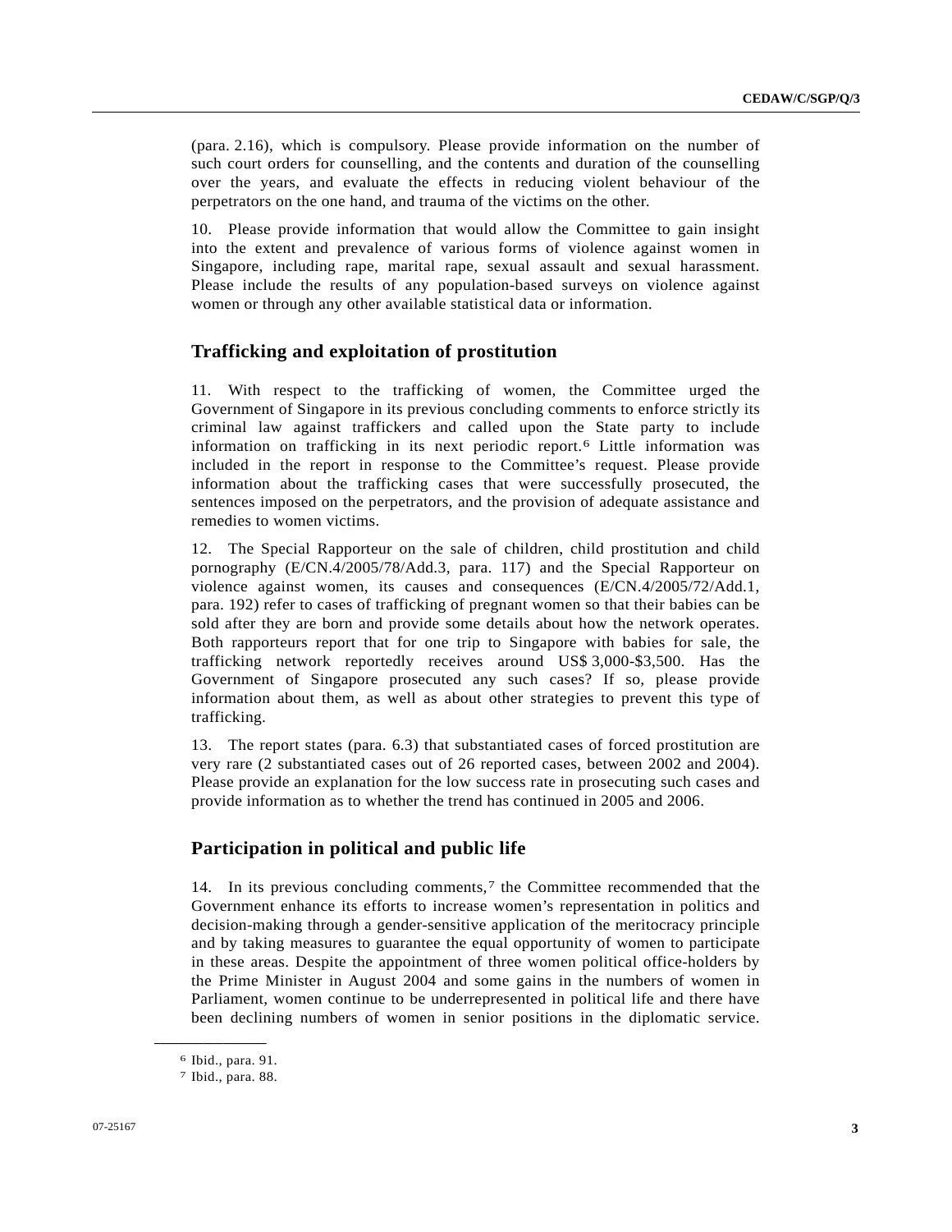(para. 2.16), which is compulsory. Please provide information on the number of such court orders for counselling, and the contents and duration of the counselling over the years, and evaluate the effects in reducing violent behaviour of the perpetrators on the one hand, and trauma of the victims on the other.

10. Please provide information that would allow the Committee to gain insight into the extent and prevalence of various forms of violence against women in Singapore, including rape, marital rape, sexual assault and sexual harassment. Please include the results of any population-based surveys on violence against women or through any other available statistical data or information.

## Trafficking and exploitation of prostitution

11. With respect to the trafficking of women, the Committee urged the Government of Singapore in its previous concluding comments to enforce strictly its criminal law against traffickers and called upon the State party to include information on trafficking in its next periodic report.[6] Little information was included in the report in response to the Committee's request. Please provide information about the trafficking cases that were successfully prosecuted, the sentences imposed on the perpetrators, and the provision of adequate assistance and remedies to women victims.

12. The Special Rapporteur on the sale of children, child prostitution and child pornography (E/CN.4/2005/78/Add.3, para. 117) and the Special Rapporteur on violence against women, its causes and consequences (E/CN.4/2005/72/Add.1, para. 192) refer to cases of trafficking of pregnant women so that their babies can be sold after they are born and provide some details about how the network operates. Both rapporteurs report that for one trip to Singapore with babies for sale, the trafficking network reportedly receives around US$ 3,000-$3,500. Has the Government of Singapore prosecuted any such cases? If so, please provide information about them, as well as about other strategies to prevent this type of trafficking.

13. The report states (para. 6.3) that substantiated cases of forced prostitution are very rare (2 substantiated cases out of 26 reported cases, between 2002 and 2004). Please provide an explanation for the low success rate in prosecuting such cases and provide information as to whether the trend has continued in 2005 and 2006.

## Participation in political and public life

14. In its previous concluding comments,[7] the Committee recommended that the Government enhance its efforts to increase women's representation in politics and decision-making through a gender-sensitive application of the meritocracy principle and by taking measures to guarantee the equal opportunity of women to participate in these areas. Despite the appointment of three women political office-holders by the Prime Minister in August 2004 and some gains in the numbers of women in Parliament, women continue to be underrepresented in political life and there have been declining numbers of women in senior positions in the diplomatic service.

---

[6] Ibid., para. 91.

[7] Ibid., para. 88.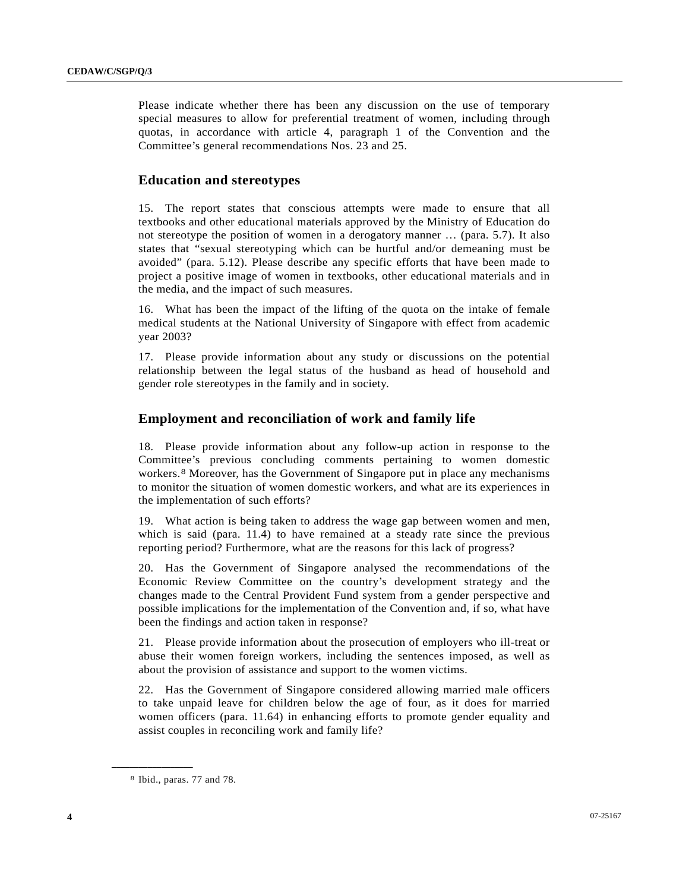Please indicate whether there has been any discussion on the use of temporary special measures to allow for preferential treatment of women, including through quotas, in accordance with article 4, paragraph 1 of the Convention and the Committee's general recommendations Nos. 23 and 25.

## Education and stereotypes

15. The report states that conscious attempts were made to ensure that all textbooks and other educational materials approved by the Ministry of Education do not stereotype the position of women in a derogatory manner … (para. 5.7). It also states that "sexual stereotyping which can be hurtful and/or demeaning must be avoided" (para. 5.12). Please describe any specific efforts that have been made to project a positive image of women in textbooks, other educational materials and in the media, and the impact of such measures.

16. What has been the impact of the lifting of the quota on the intake of female medical students at the National University of Singapore with effect from academic year 2003?

17. Please provide information about any study or discussions on the potential relationship between the legal status of the husband as head of household and gender role stereotypes in the family and in society.

## Employment and reconciliation of work and family life

18. Please provide information about any follow-up action in response to the Committee's previous concluding comments pertaining to women domestic workers.[8] Moreover, has the Government of Singapore put in place any mechanisms to monitor the situation of women domestic workers, and what are its experiences in the implementation of such efforts?

19. What action is being taken to address the wage gap between women and men, which is said (para. 11.4) to have remained at a steady rate since the previous reporting period? Furthermore, what are the reasons for this lack of progress?

20. Has the Government of Singapore analysed the recommendations of the Economic Review Committee on the country's development strategy and the changes made to the Central Provident Fund system from a gender perspective and possible implications for the implementation of the Convention and, if so, what have been the findings and action taken in response?

21. Please provide information about the prosecution of employers who ill-treat or abuse their women foreign workers, including the sentences imposed, as well as about the provision of assistance and support to the women victims.

22. Has the Government of Singapore considered allowing married male officers to take unpaid leave for children below the age of four, as it does for married women officers (para. 11.64) in enhancing efforts to promote gender equality and assist couples in reconciling work and family life?

---

[8] Ibid., paras. 77 and 78.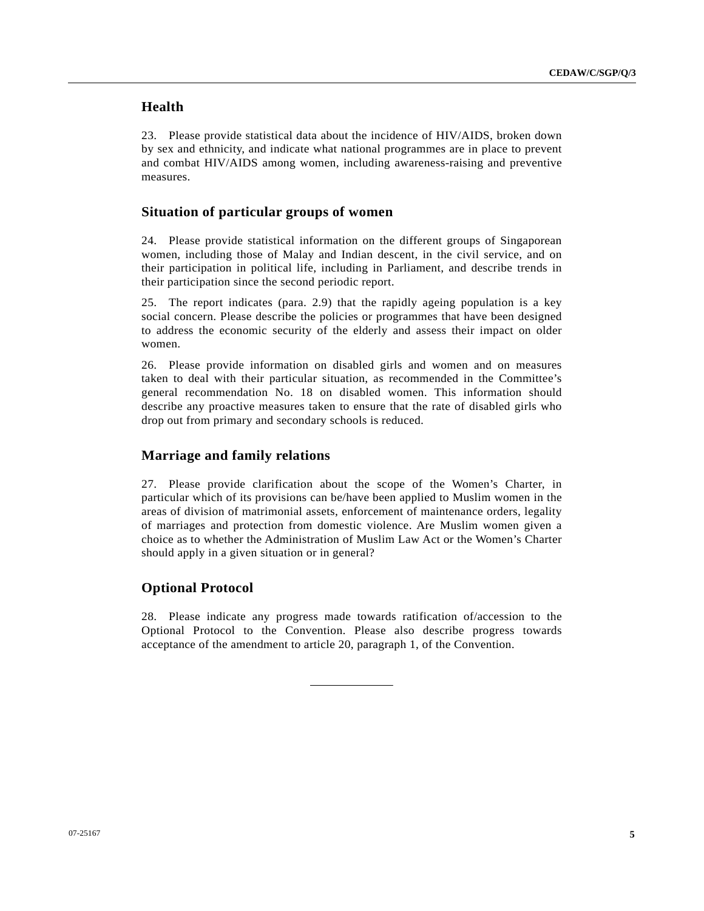## Health

23. Please provide statistical data about the incidence of HIV/AIDS, broken down by sex and ethnicity, and indicate what national programmes are in place to prevent and combat HIV/AIDS among women, including awareness-raising and preventive measures.

## Situation of particular groups of women

24. Please provide statistical information on the different groups of Singaporean women, including those of Malay and Indian descent, in the civil service, and on their participation in political life, including in Parliament, and describe trends in their participation since the second periodic report.

25. The report indicates (para. 2.9) that the rapidly ageing population is a key social concern. Please describe the policies or programmes that have been designed to address the economic security of the elderly and assess their impact on older women.

26. Please provide information on disabled girls and women and on measures taken to deal with their particular situation, as recommended in the Committee's general recommendation No. 18 on disabled women. This information should describe any proactive measures taken to ensure that the rate of disabled girls who drop out from primary and secondary schools is reduced.

## Marriage and family relations

27. Please provide clarification about the scope of the Women's Charter, in particular which of its provisions can be/have been applied to Muslim women in the areas of division of matrimonial assets, enforcement of maintenance orders, legality of marriages and protection from domestic violence. Are Muslim women given a choice as to whether the Administration of Muslim Law Act or the Women's Charter should apply in a given situation or in general?

## Optional Protocol

28. Please indicate any progress made towards ratification of/accession to the Optional Protocol to the Convention. Please also describe progress towards acceptance of the amendment to article 20, paragraph 1, of the Convention.